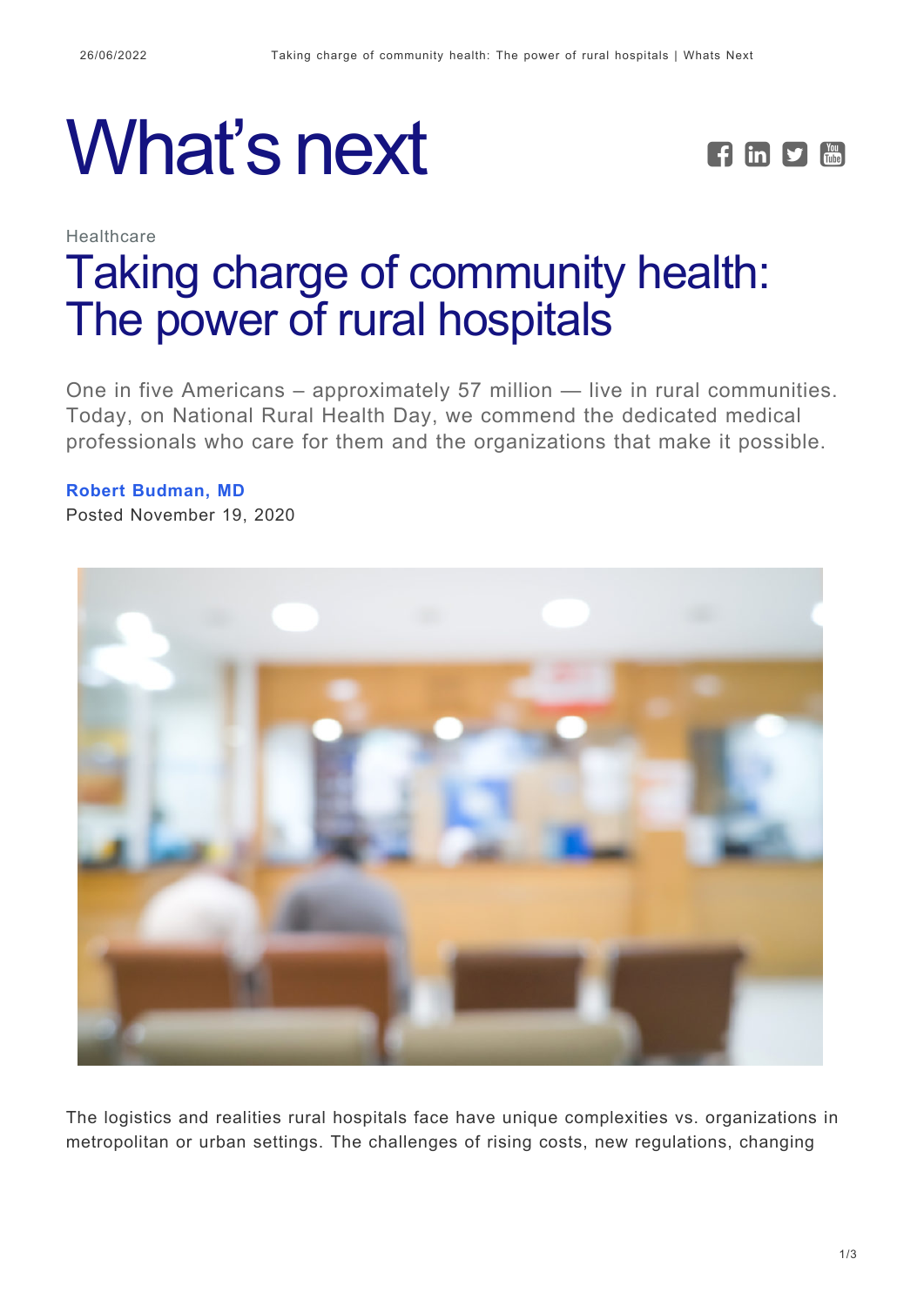# What's next

Healthcare

## Taking charge of community health: The power of rural hospitals

One in five Americans – approximately 57 million — live in rural communities. Today, on National Rural Health Day, we commend the dedicated medical professionals who care for them and the organizations that make it possible.

**Robert Budman, MD**

Posted November 19, 2020

The logistics and realities rural hospitals face have unique complexities vs. organizations in metropolitan or urban settings. The challenges of rising costs, new regulations, changing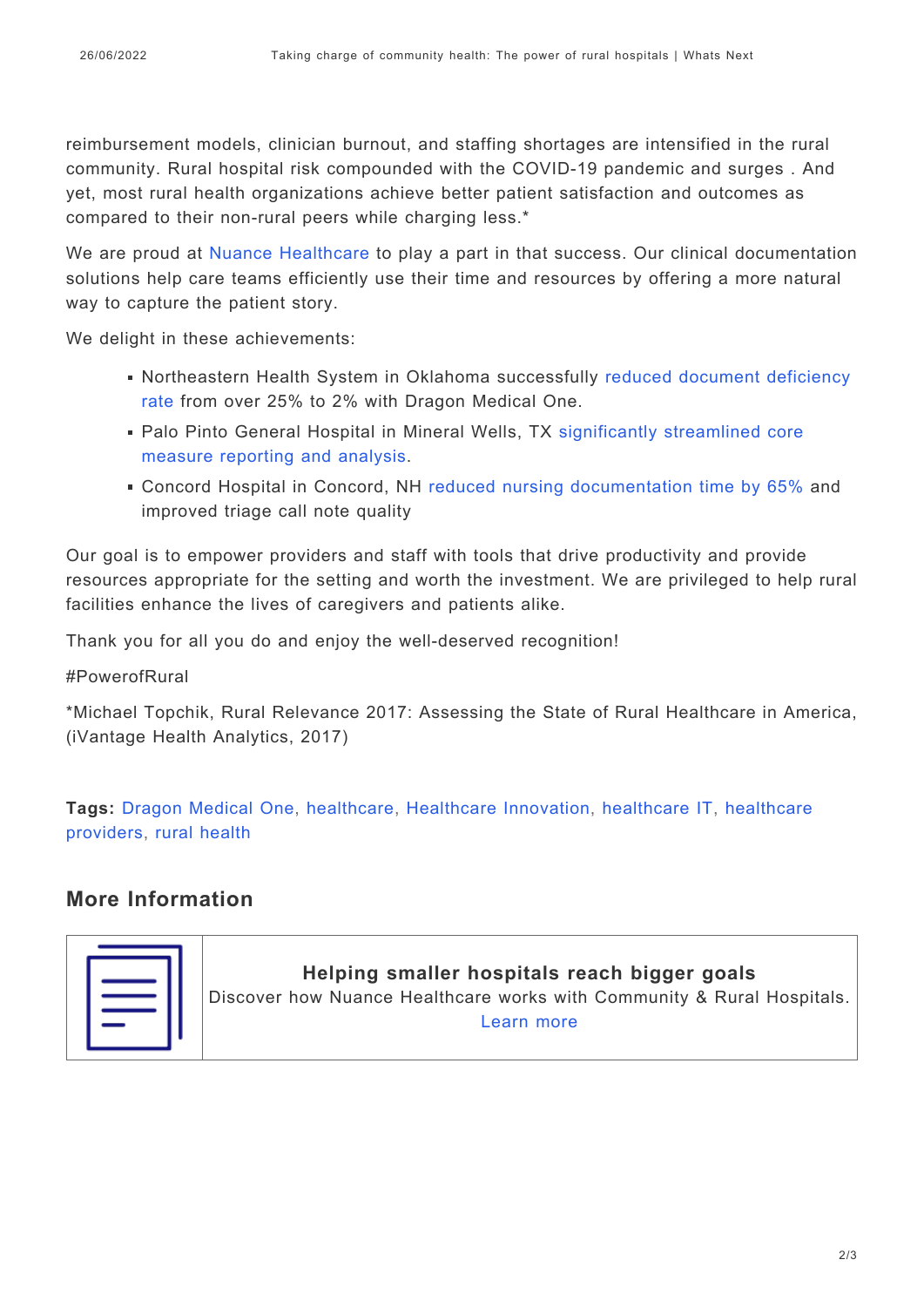reimbursement models, clinician burnout, and staffing shortages are intensified in the rural community. Rural hospital risk compounded with the COVID-19 pandemic and surges . And yet, most rural health organizations achieve better patient satisfaction and outcomes as compared to their non-rural peers while charging less.*

We are proud at Nuance Healthcare to play a part in that success. Our clinical documentation solutions help care teams efficiently use their time and resources by offering a more natural way to capture the patient story.

We delight in these achievements:

- Northeastern Health System in Oklahoma successfully reduced document deficiency rate from over 25% to 2% with Dragon Medical One.
- Palo Pinto General Hospital in Mineral Wells, TX significantly streamlined core measure reporting and analysis.
- Concord Hospital in Concord, NH reduced nursing documentation time by 65% and improved triage call note quality

Our goal is to empower providers and staff with tools that drive productivity and provide resources appropriate for the setting and worth the investment. We are privileged to help rural facilities enhance the lives of caregivers and patients alike.

Thank you for all you do and enjoy the well-deserved recognition!

#PowerofRural

*Michael Topchik, Rural Relevance 2017: Assessing the State of Rural Healthcare in America, (iVantage Health Analytics, 2017)

**Tags:** Dragon Medical One, healthcare, Healthcare Innovation, healthcare IT, healthcare providers, rural health

## More Information

**Helping smaller hospitals reach bigger goals**

Discover how Nuance Healthcare works with Community & Rural Hospitals.

Learn more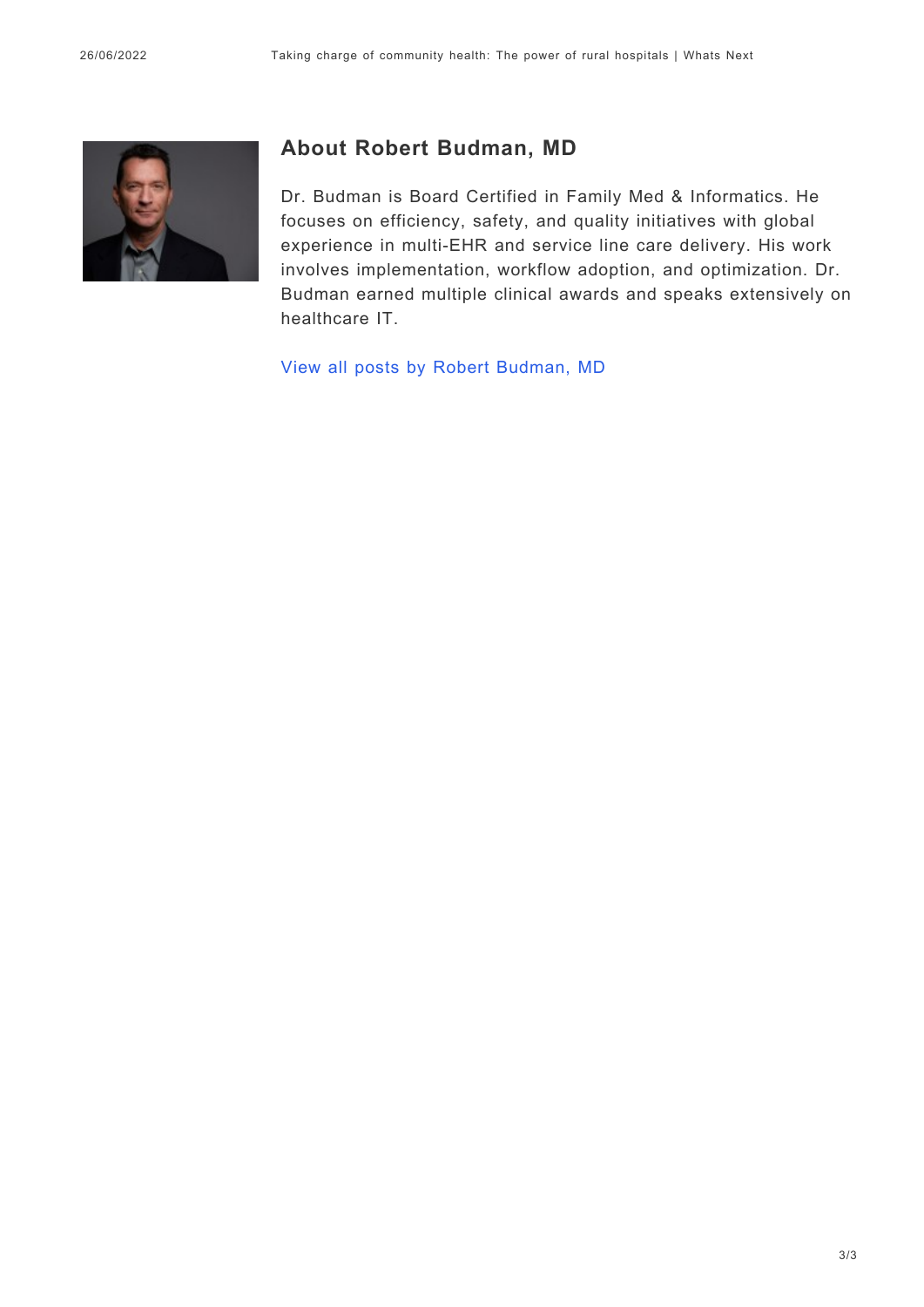## About Robert Budman, MD

Dr. Budman is Board Certified in Family Med & Informatics. He focuses on efficiency, safety, and quality initiatives with global experience in multi-EHR and service line care delivery. His work involves implementation, workflow adoption, and optimization. Dr. Budman earned multiple clinical awards and speaks extensively on healthcare IT.

View all posts by Robert Budman, MD